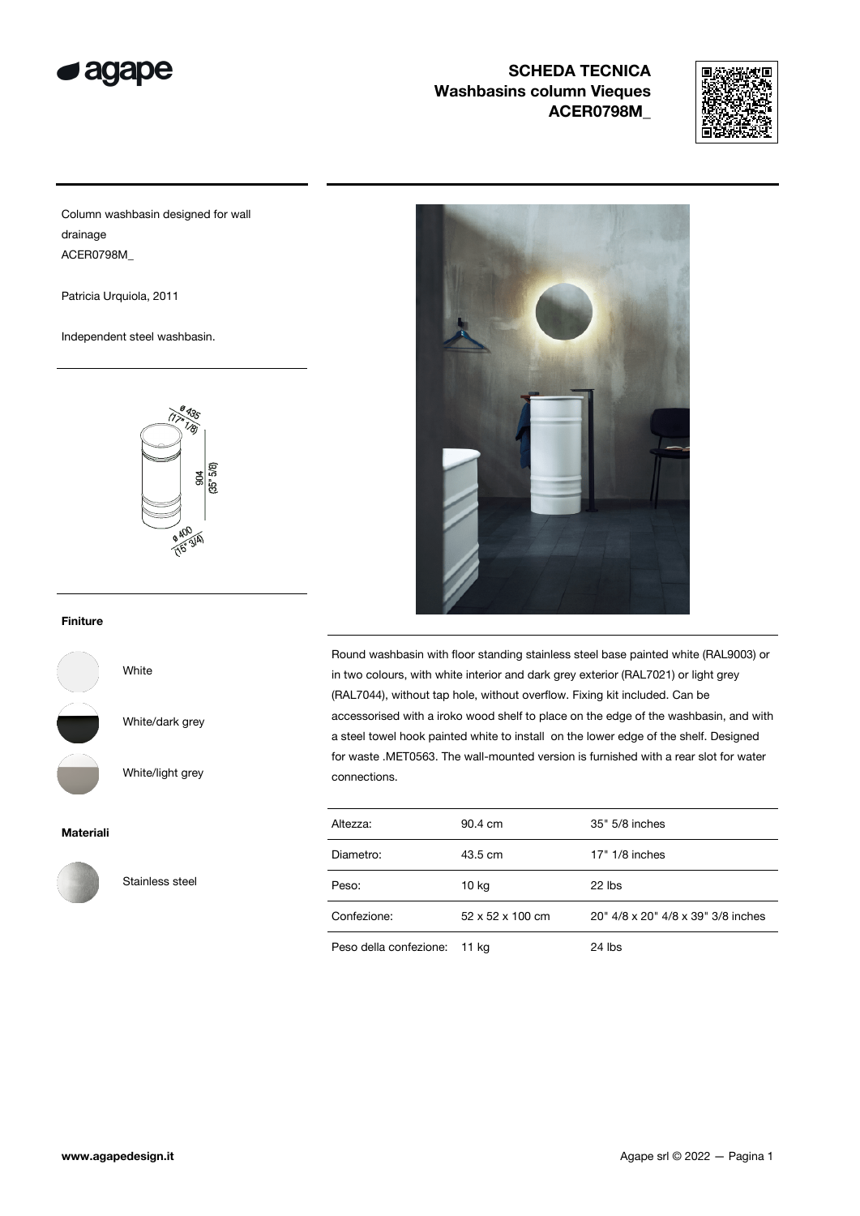# SCHEDA TECNICA
## Washbasins column Vieques
## ACER0798M_

Column washbasin designed for wall drainage
ACER0798M_

Patricia Urquiola, 2011

Independent steel washbasin.

ø 435 (17" 1/8)
904 (35" 5/8)
ø 400 (15" 3/4)

### Finiture

- White
- White/dark grey
- White/light grey

### Materiali

- Stainless steel

Round washbasin with floor standing stainless steel base painted white (RAL9003) or in two colours, with white interior and dark grey exterior (RAL7021) or light grey (RAL7044), without tap hole, without overflow. Fixing kit included. Can be accessorised with a iroko wood shelf to place on the edge of the washbasin, and with a steel towel hook painted white to install on the lower edge of the shelf. Designed for waste .MET0563. The wall-mounted version is furnished with a rear slot for water connections.

| | | |
|---|---|---|
| Altezza: | 90.4 cm | 35" 5/8 inches |
| Diametro: | 43.5 cm | 17" 1/8 inches |
| Peso: | 10 kg | 22 lbs |
| Confezione: | 52 x 52 x 100 cm | 20" 4/8 x 20" 4/8 x 39" 3/8 inches |
| Peso della confezione: | 11 kg | 24 lbs |

www.agapedesign.it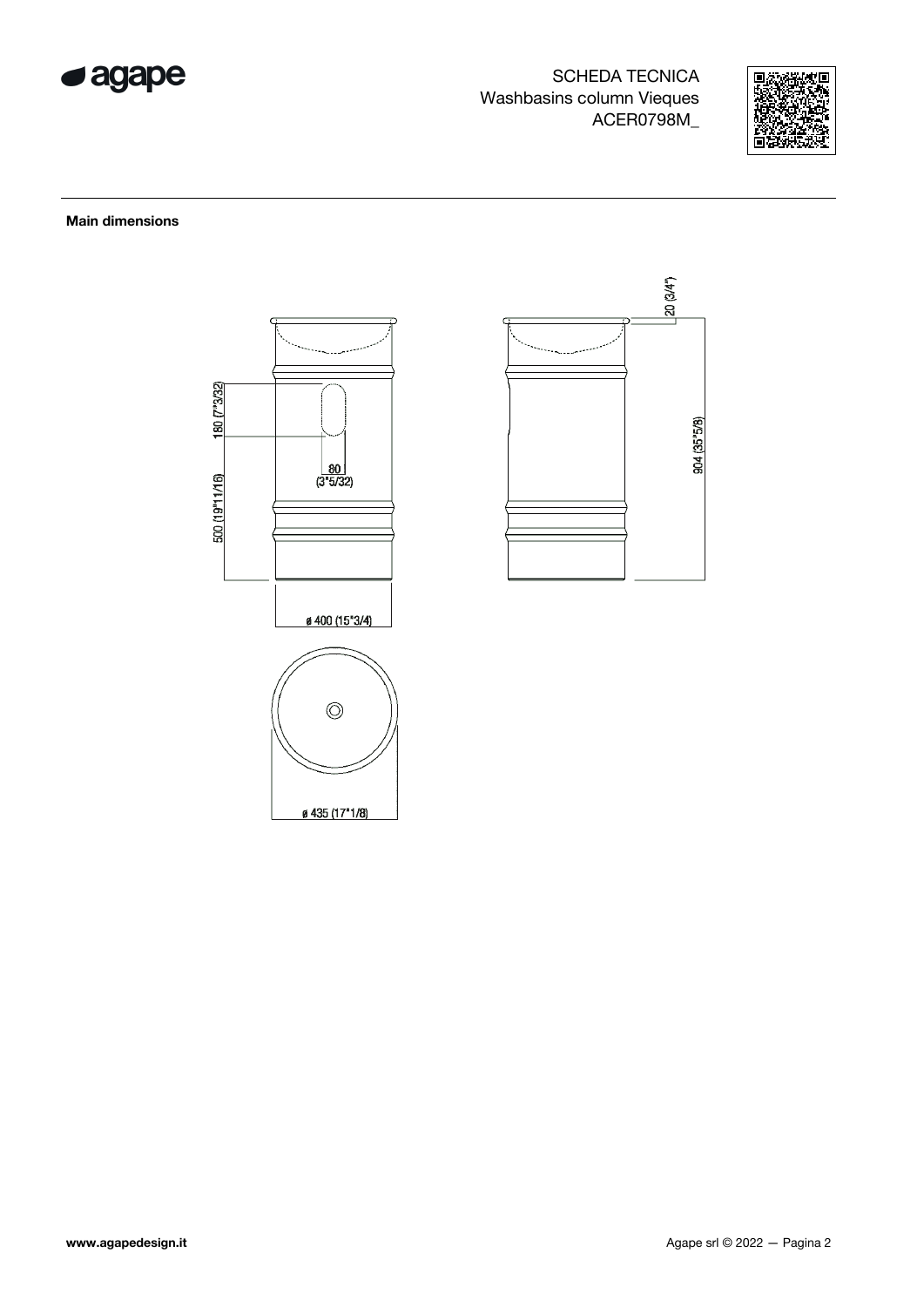SCHEDA TECNICA
Washbasins column Vieques
ACER0798M_

**Main dimensions**

180 (7"3/32)

80
(3"5/32)

500 (19"11/16)

ø 400 (15"3/4)

ø 435 (17"1/8)

20 (3/4")

904 (35"5/8)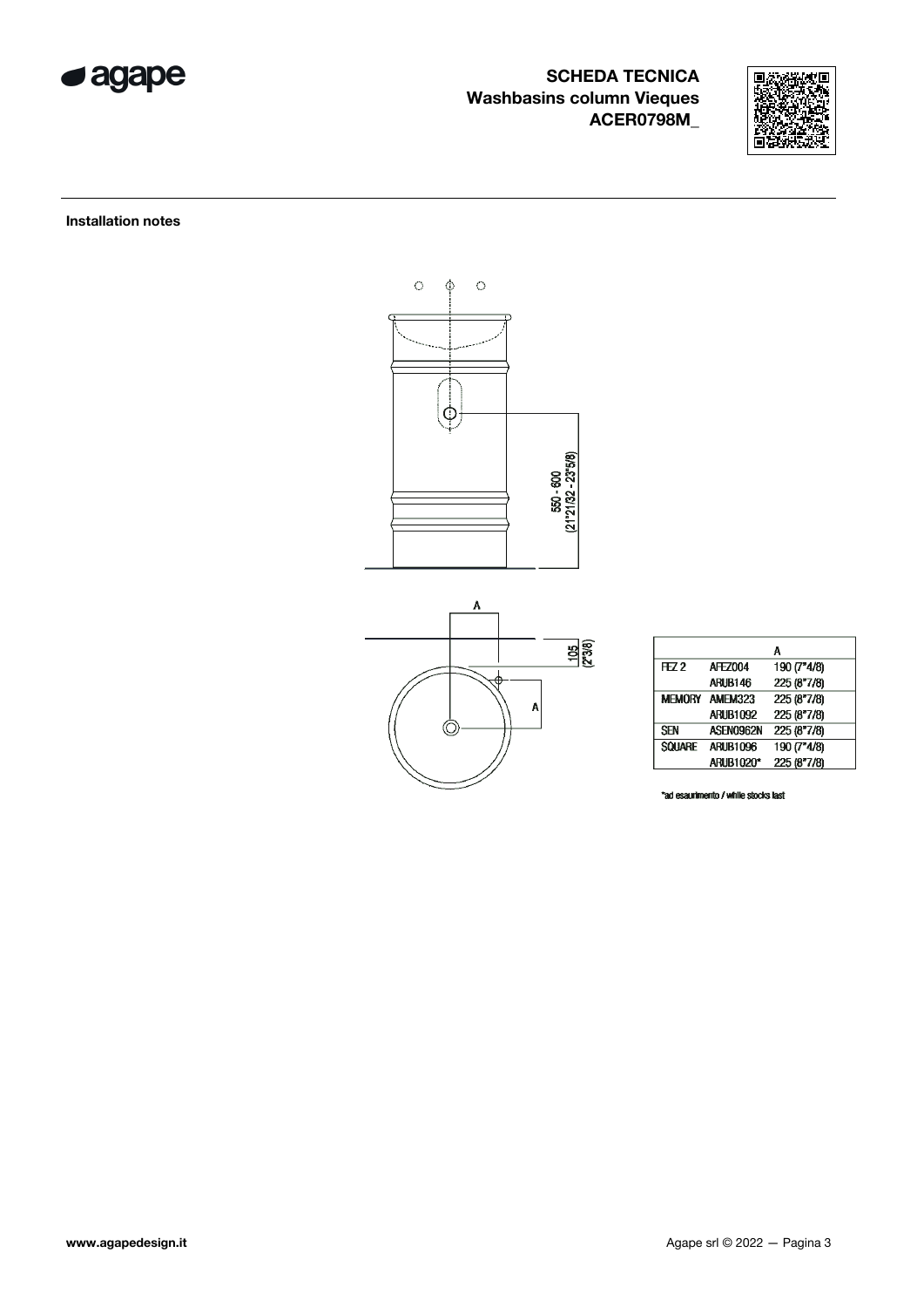# SCHEDA TECNICA
## Washbasins column Vieques
## ACER0798M_

### Installation notes

550 - 600 (21"21/32 - 23"5/8)

A

105 (2"3/8)

|  |  | A |
|---|---|---|
| FEZ 2 | AFEZ004 | 190 (7"4/8) |
|  | ARUB146 | 225 (8"7/8) |
| MEMORY | AMEM323 | 225 (8"7/8) |
|  | ARUB1092 | 225 (8"7/8) |
| SEN | ASEN0962N | 225 (8"7/8) |
| SQUARE | ARUB1096 | 190 (7"4/8) |
|  | ARUB1020* | 225 (8"7/8) |

*ad esaurimento / while stocks last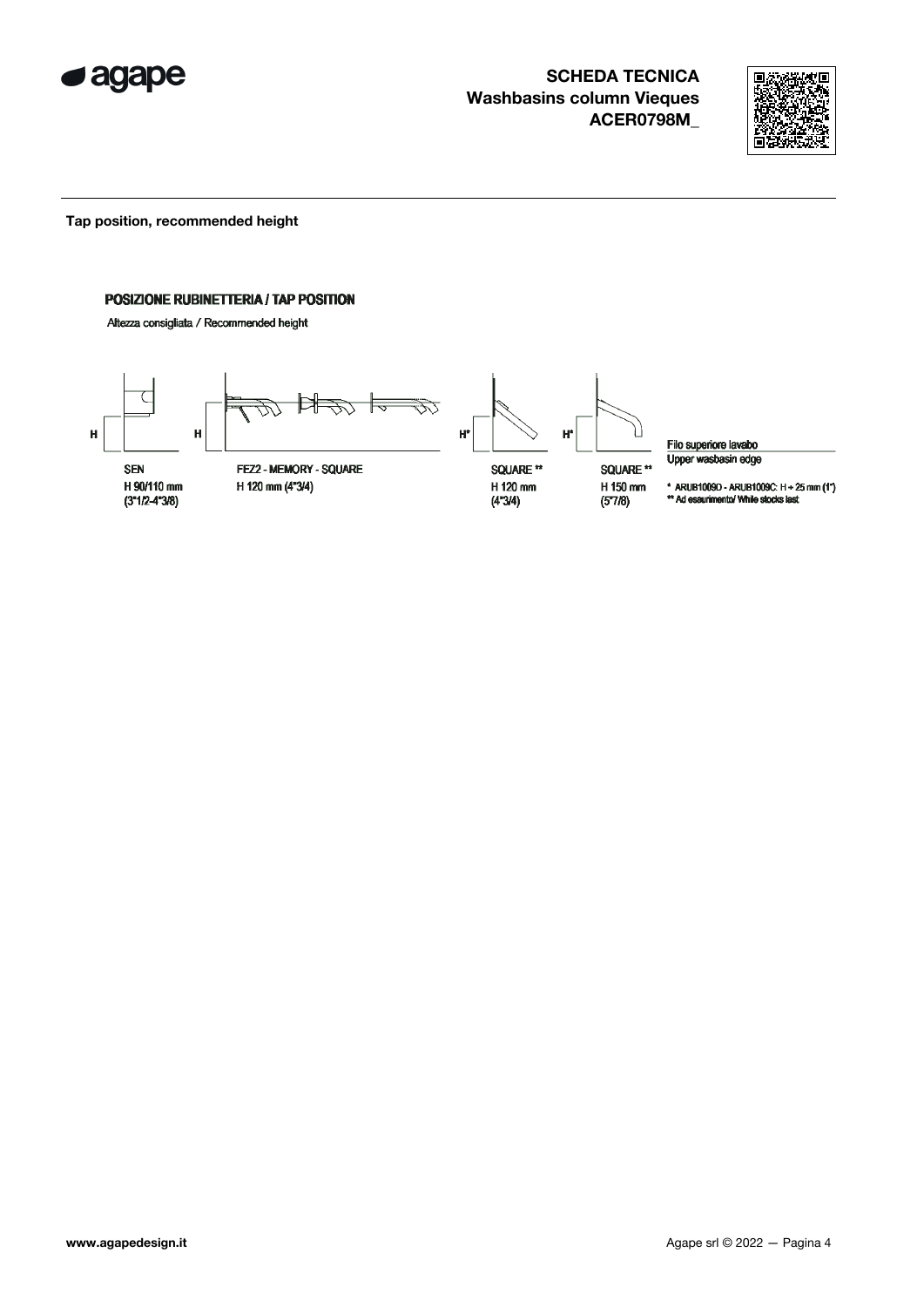**SCHEDA TECNICA**
**Washbasins column Vieques**
**ACER0798M_**

**Tap position, recommended height**

POSIZIONE RUBINETTERIA / TAP POSITION

Altezza consigliata / Recommended height

H

SEN
H 90/110 mm
(3"1/2-4"3/8)

H

FEZ2 - MEMORY - SQUARE
H 120 mm (4"3/4)

H*

SQUARE **
H 120 mm
(4"3/4)

H*

SQUARE **
H 150 mm
(5"7/8)

Filo superiore lavabo
Upper washbasin edge

* ARUB1009D - ARUB1009C: H + 25 mm (1")
** Ad esaurimento/ While stocks last